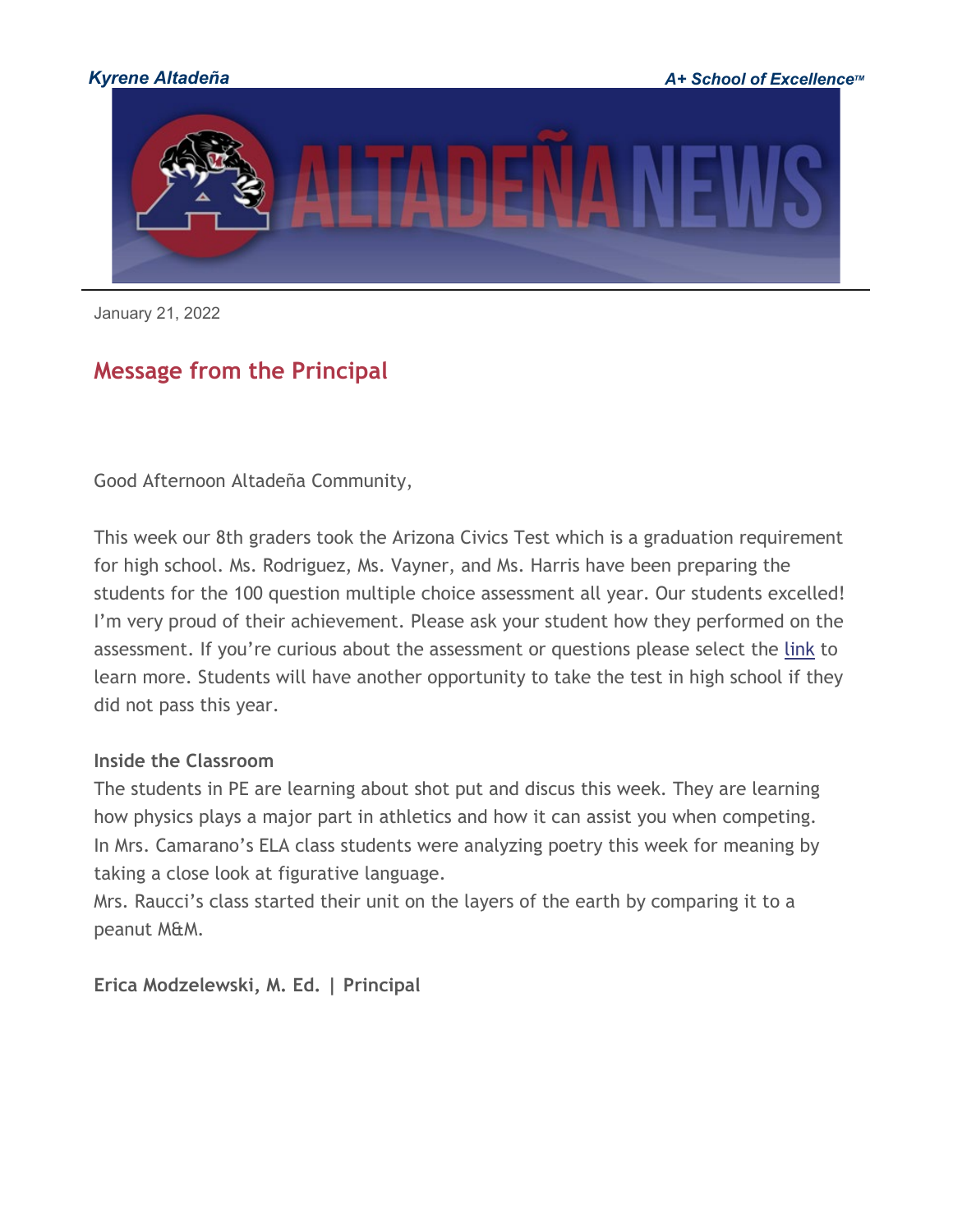*Kyrene Altadeña* | *A+ School of Excellence™*

January 21, 2022

## Message from the Principal

Good Afternoon Altadeña Community,

This week our 8th graders took the Arizona Civics Test which is a graduation requirement for high school. Ms. Rodriguez, Ms. Vayner, and Ms. Harris have been preparing the students for the 100 question multiple choice assessment all year. Our students excelled! I'm very proud of their achievement. Please ask your student how they performed on the assessment. If you're curious about the assessment or questions please select the link to learn more. Students will have another opportunity to take the test in high school if they did not pass this year.

**Inside the Classroom**
The students in PE are learning about shot put and discus this week. They are learning how physics plays a major part in athletics and how it can assist you when competing. In Mrs. Camarano's ELA class students were analyzing poetry this week for meaning by taking a close look at figurative language.
Mrs. Raucci's class started their unit on the layers of the earth by comparing it to a peanut M&M.

**Erica Modzelewski, M. Ed. | Principal**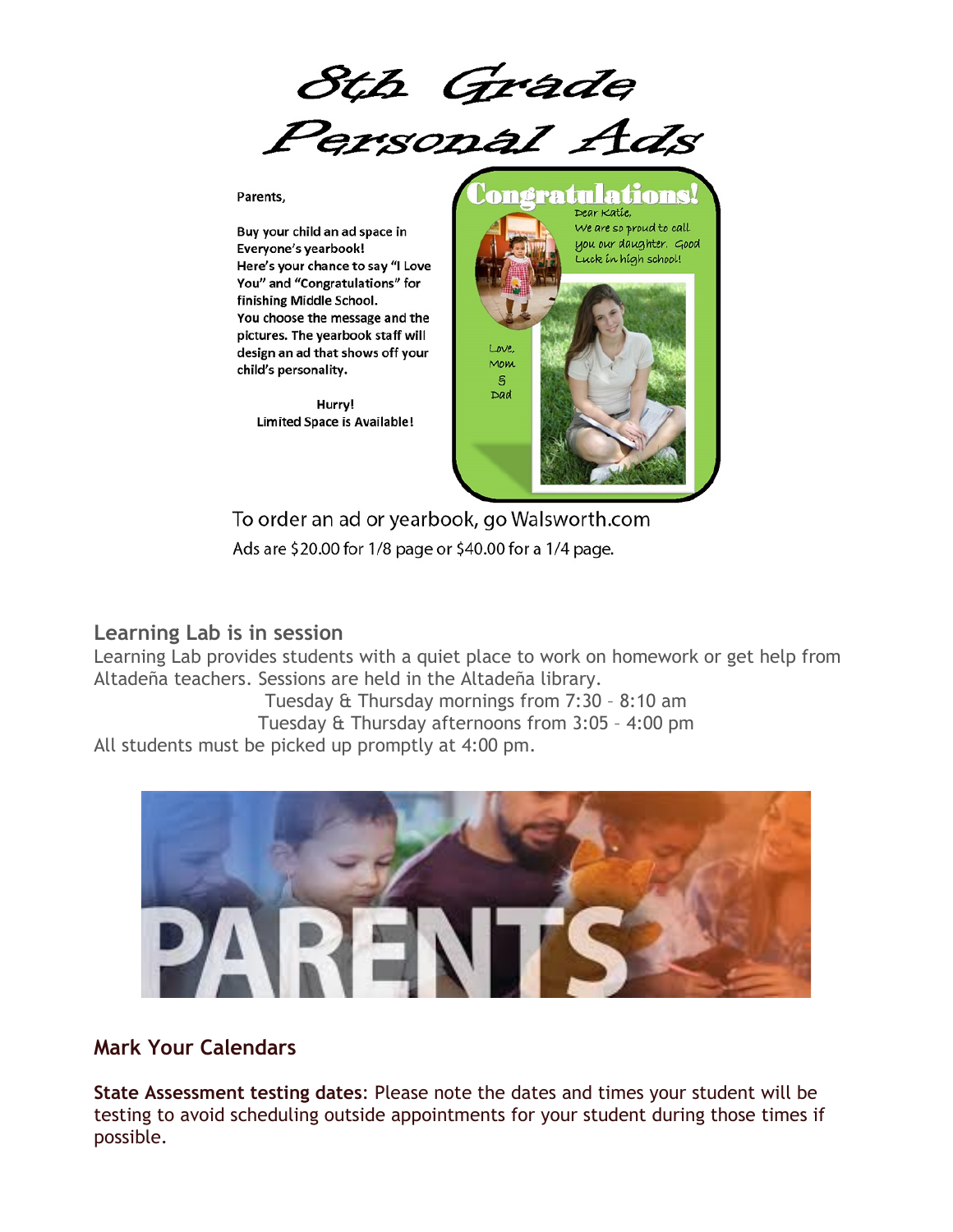# 8th Grade Personal Ads

Parents,

Buy your child an ad space in Everyone's yearbook!
Here's your chance to say "I Love You" and "Congratulations" for finishing Middle School.
You choose the message and the pictures. The yearbook staff will design an ad that shows off your child's personality.

Hurry!
Limited Space is Available!

Congratulations!
Dear Katie,
We are so proud to call you our daughter. Good Luck in high school!
Love, Mom & Dad

To order an ad or yearbook, go Walsworth.com
Ads are $20.00 for 1/8 page or $40.00 for a 1/4 page.

## Learning Lab is in session

Learning Lab provides students with a quiet place to work on homework or get help from Altadeña teachers. Sessions are held in the Altadeña library.

Tuesday & Thursday mornings from 7:30 – 8:10 am
Tuesday & Thursday afternoons from 3:05 – 4:00 pm

All students must be picked up promptly at 4:00 pm.

PARENTS

## Mark Your Calendars

**State Assessment testing dates**: Please note the dates and times your student will be testing to avoid scheduling outside appointments for your student during those times if possible.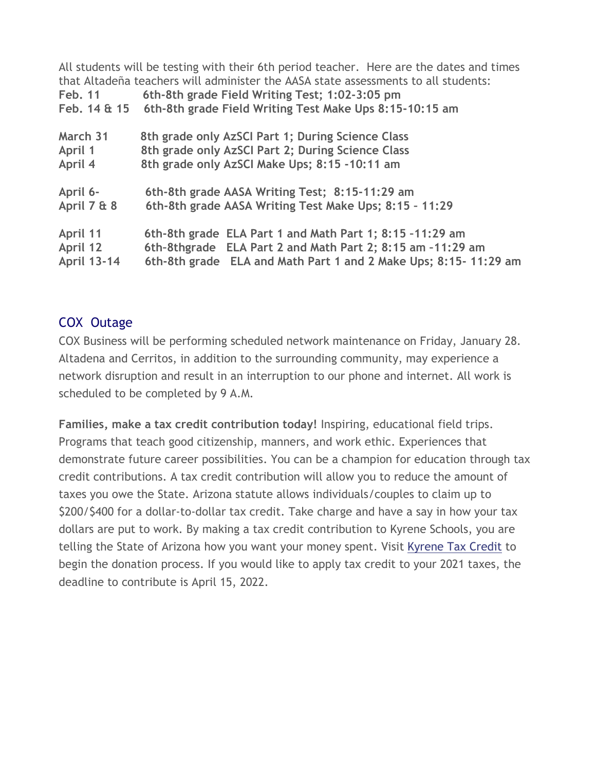All students will be testing with their 6th period teacher. Here are the dates and times that Altadeña teachers will administer the AASA state assessments to all students:

| | |
|---|---|
| **Feb. 11** | **6th-8th grade Field Writing Test; 1:02-3:05 pm** |
| **Feb. 14 & 15** | **6th-8th grade Field Writing Test Make Ups 8:15-10:15 am** |
| | |
| **March 31** | **8th grade only AzSCI Part 1; During Science Class** |
| **April 1** | **8th grade only AzSCI Part 2; During Science Class** |
| **April 4** | **8th grade only AzSCI Make Ups; 8:15 -10:11 am** |
| | |
| **April 6-** | **6th-8th grade AASA Writing Test; 8:15-11:29 am** |
| **April 7 & 8** | **6th-8th grade AASA Writing Test Make Ups; 8:15 - 11:29** |
| | |
| **April 11** | **6th-8th grade ELA Part 1 and Math Part 1; 8:15 -11:29 am** |
| **April 12** | **6th-8thgrade ELA Part 2 and Math Part 2; 8:15 am -11:29 am** |
| **April 13-14** | **6th-8th grade ELA and Math Part 1 and 2 Make Ups; 8:15- 11:29 am** |

## COX Outage

COX Business will be performing scheduled network maintenance on Friday, January 28. Altadena and Cerritos, in addition to the surrounding community, may experience a network disruption and result in an interruption to our phone and internet. All work is scheduled to be completed by 9 A.M.

**Families, make a tax credit contribution today!** Inspiring, educational field trips. Programs that teach good citizenship, manners, and work ethic. Experiences that demonstrate future career possibilities. You can be a champion for education through tax credit contributions. A tax credit contribution will allow you to reduce the amount of taxes you owe the State. Arizona statute allows individuals/couples to claim up to $200/$400 for a dollar-to-dollar tax credit. Take charge and have a say in how your tax dollars are put to work. By making a tax credit contribution to Kyrene Schools, you are telling the State of Arizona how you want your money spent. Visit Kyrene Tax Credit to begin the donation process. If you would like to apply tax credit to your 2021 taxes, the deadline to contribute is April 15, 2022.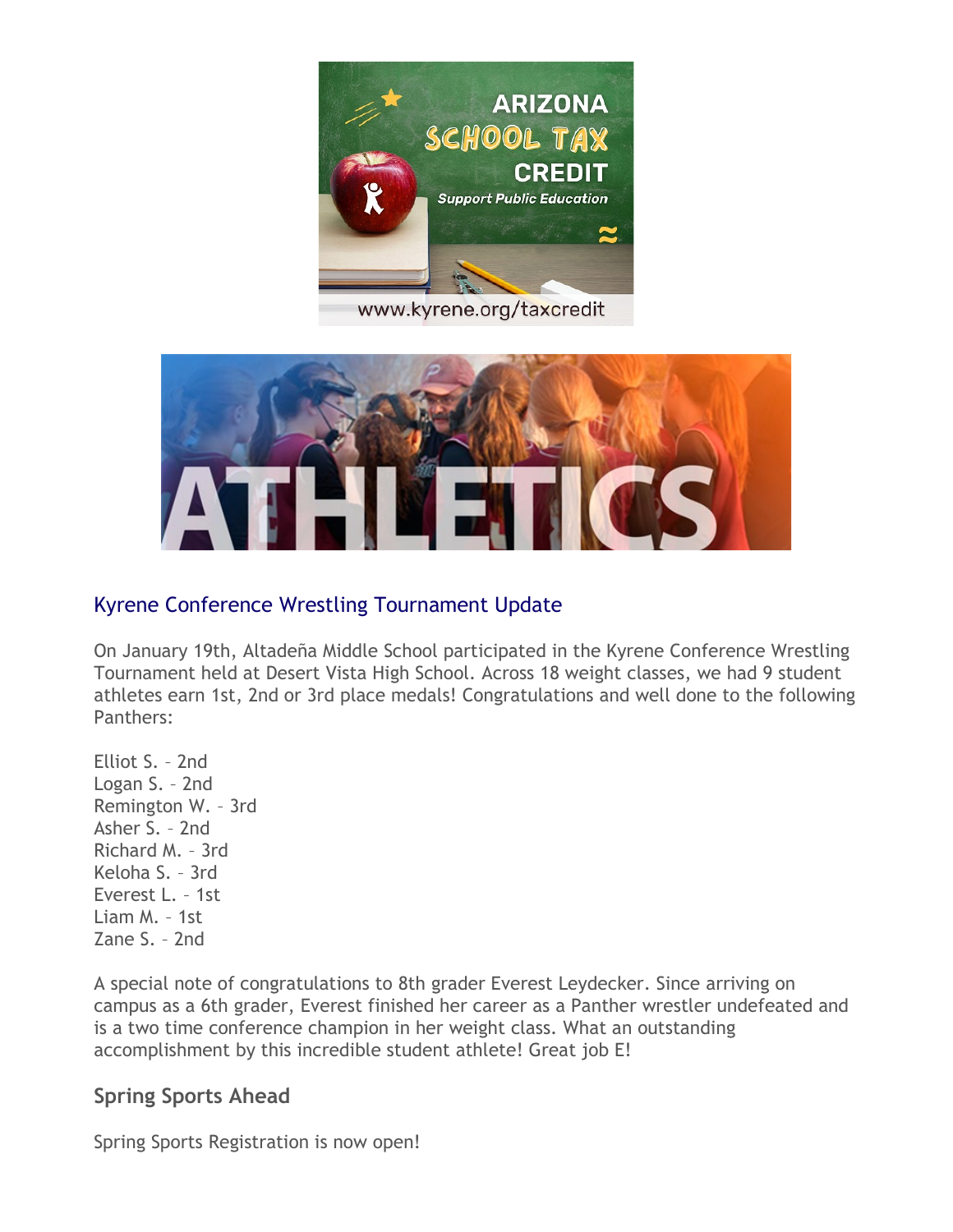## Kyrene Conference Wrestling Tournament Update

On January 19th, Altadeña Middle School participated in the Kyrene Conference Wrestling Tournament held at Desert Vista High School. Across 18 weight classes, we had 9 student athletes earn 1st, 2nd or 3rd place medals! Congratulations and well done to the following Panthers:

Elliot S. – 2nd
Logan S. – 2nd
Remington W. – 3rd
Asher S. – 2nd
Richard M. – 3rd
Keloha S. – 3rd
Everest L. – 1st
Liam M. – 1st
Zane S. – 2nd

A special note of congratulations to 8th grader Everest Leydecker. Since arriving on campus as a 6th grader, Everest finished her career as a Panther wrestler undefeated and is a two time conference champion in her weight class. What an outstanding accomplishment by this incredible student athlete! Great job E!

### Spring Sports Ahead

Spring Sports Registration is now open!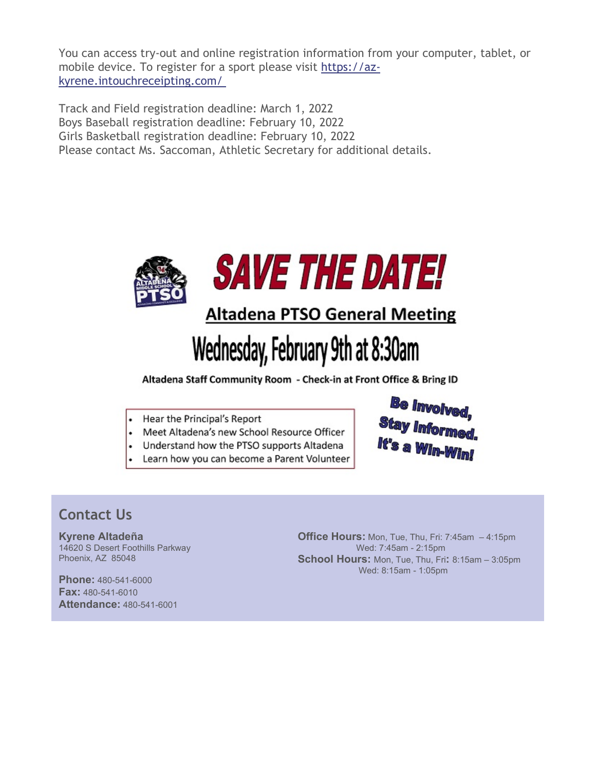You can access try-out and online registration information from your computer, tablet, or mobile device. To register for a sport please visit [https://az-kyrene.intouchreceipting.com/](https://az-kyrene.intouchreceipting.com/)

Track and Field registration deadline: March 1, 2022
Boys Baseball registration deadline: February 10, 2022
Girls Basketball registration deadline: February 10, 2022
Please contact Ms. Saccoman, Athletic Secretary for additional details.

# SAVE THE DATE!

## Altadena PTSO General Meeting

## Wednesday, February 9th at 8:30am

**Altadena Staff Community Room - Check-in at Front Office & Bring ID**

- Hear the Principal's Report
- Meet Altadena's new School Resource Officer
- Understand how the PTSO supports Altadena
- Learn how you can become a Parent Volunteer

**Be Involved, Stay Informed. It's a Win-Win!**

## Contact Us

**Kyrene Altadeña**
14620 S Desert Foothills Parkway
Phoenix, AZ 85048

**Phone:** 480-541-6000
**Fax:** 480-541-6010
**Attendance:** 480-541-6001

**Office Hours:** Mon, Tue, Thu, Fri: 7:45am – 4:15pm
Wed: 7:45am - 2:15pm
**School Hours:** Mon, Tue, Thu, Fri**:** 8:15am – 3:05pm
Wed: 8:15am - 1:05pm